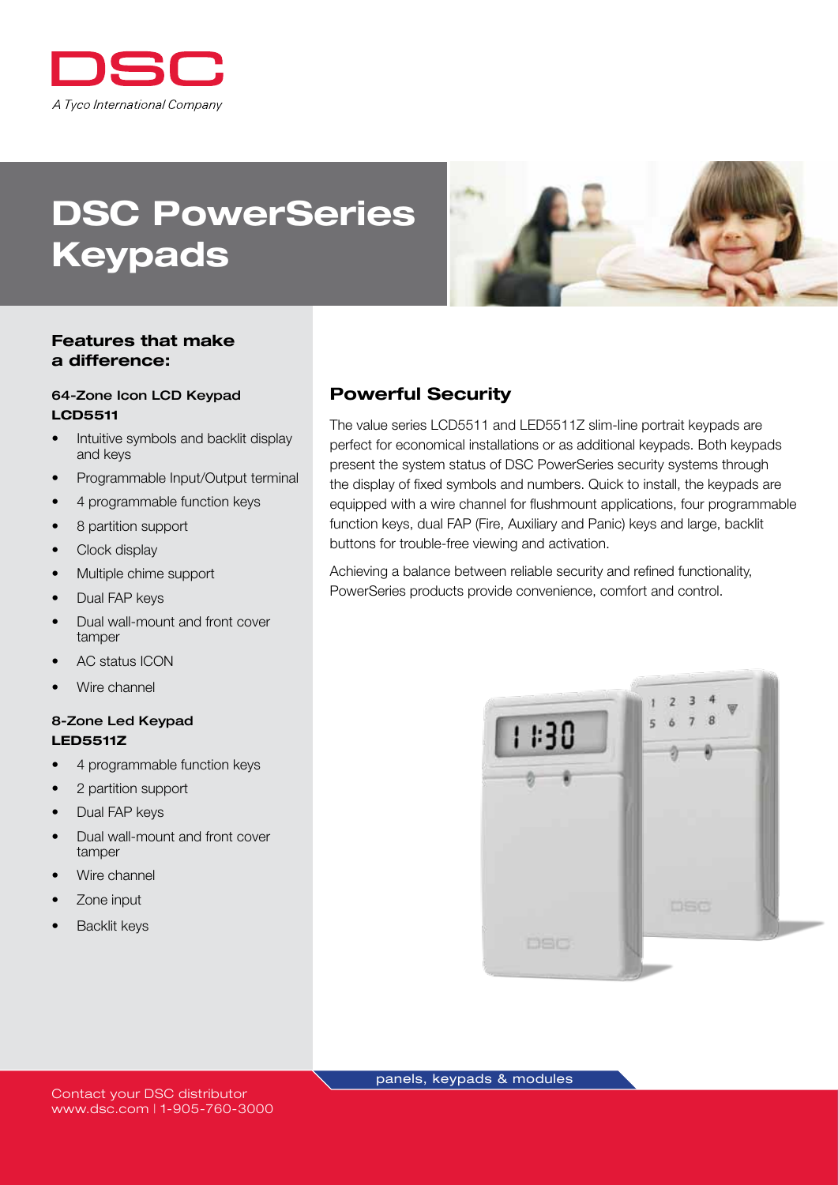DSC

*A Tyco International Company*

# DSC PowerSeries Keypads

### Features that make a difference:

#### 64-Zone Icon LCD Keypad LCD5511

- Intuitive symbols and backlit display and keys
- Programmable Input/Output terminal
- 4 programmable function keys
- 8 partition support
- Clock display
- Multiple chime support
- Dual FAP keys
- Dual wall-mount and front cover tamper
- AC status ICON
- Wire channel

#### 8-Zone Led Keypad LED5511Z

- 4 programmable function keys
- 2 partition support
- Dual FAP keys
- Dual wall-mount and front cover tamper
- Wire channel
- Zone input
- Backlit keys

## Powerful Security

The value series LCD5511 and LED5511Z slim-line portrait keypads are perfect for economical installations or as additional keypads. Both keypads present the system status of DSC PowerSeries security systems through the display of fixed symbols and numbers. Quick to install, the keypads are equipped with a wire channel for flushmount applications, four programmable function keys, dual FAP (Fire, Auxiliary and Panic) keys and large, backlit buttons for trouble-free viewing and activation.

Achieving a balance between reliable security and refined functionality, PowerSeries products provide convenience, comfort and control.

panels, keypads & modules

Contact your DSC distributor
www.dsc.com | 1-905-760-3000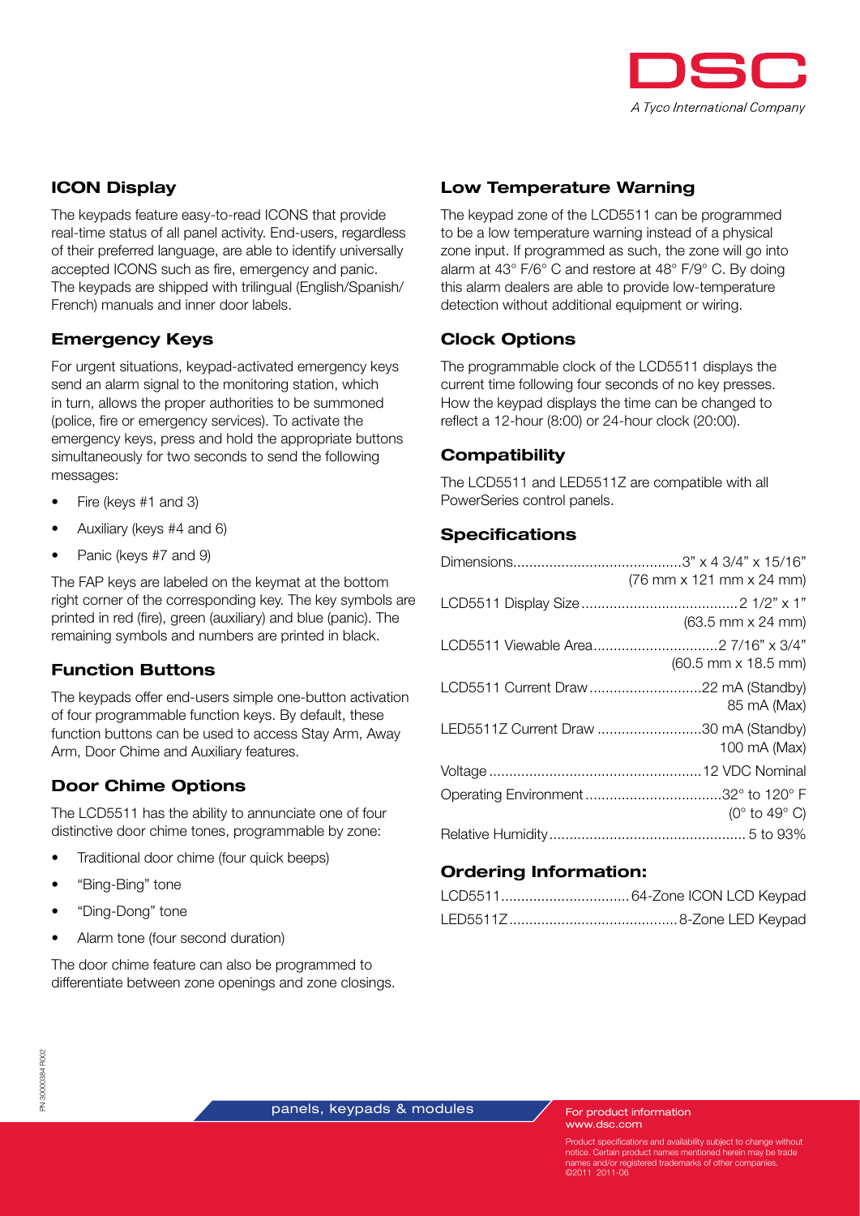## ICON Display

The keypads feature easy-to-read ICONS that provide real-time status of all panel activity. End-users, regardless of their preferred language, are able to identify universally accepted ICONS such as fire, emergency and panic. The keypads are shipped with trilingual (English/Spanish/French) manuals and inner door labels.

## Emergency Keys

For urgent situations, keypad-activated emergency keys send an alarm signal to the monitoring station, which in turn, allows the proper authorities to be summoned (police, fire or emergency services). To activate the emergency keys, press and hold the appropriate buttons simultaneously for two seconds to send the following messages:

- Fire (keys #1 and 3)
- Auxiliary (keys #4 and 6)
- Panic (keys #7 and 9)

The FAP keys are labeled on the keymat at the bottom right corner of the corresponding key. The key symbols are printed in red (fire), green (auxiliary) and blue (panic). The remaining symbols and numbers are printed in black.

## Function Buttons

The keypads offer end-users simple one-button activation of four programmable function keys. By default, these function buttons can be used to access Stay Arm, Away Arm, Door Chime and Auxiliary features.

## Door Chime Options

The LCD5511 has the ability to annunciate one of four distinctive door chime tones, programmable by zone:

- Traditional door chime (four quick beeps)
- "Bing-Bing" tone
- "Ding-Dong" tone
- Alarm tone (four second duration)

The door chime feature can also be programmed to differentiate between zone openings and zone closings.

## Low Temperature Warning

The keypad zone of the LCD5511 can be programmed to be a low temperature warning instead of a physical zone input. If programmed as such, the zone will go into alarm at 43° F/6° C and restore at 48° F/9° C. By doing this alarm dealers are able to provide low-temperature detection without additional equipment or wiring.

## Clock Options

The programmable clock of the LCD5511 displays the current time following four seconds of no key presses. How the keypad displays the time can be changed to reflect a 12-hour (8:00) or 24-hour clock (20:00).

## Compatibility

The LCD5511 and LED5511Z are compatible with all PowerSeries control panels.

## Specifications

| | |
|---|---|
| Dimensions | 3" x 4 3/4" x 15/16" (76 mm x 121 mm x 24 mm) |
| LCD5511 Display Size | 2 1/2" x 1" (63.5 mm x 24 mm) |
| LCD5511 Viewable Area | 2 7/16" x 3/4" (60.5 mm x 18.5 mm) |
| LCD5511 Current Draw | 22 mA (Standby) 85 mA (Max) |
| LED5511Z Current Draw | 30 mA (Standby) 100 mA (Max) |
| Voltage | 12 VDC Nominal |
| Operating Environment | 32° to 120° F (0° to 49° C) |
| Relative Humidity | 5 to 93% |

## Ordering Information:

| | |
|---|---|
| LCD5511 | 64-Zone ICON LCD Keypad |
| LED5511Z | 8-Zone LED Keypad |

PN 30000384 R002

panels, keypads & modules

For product information
www.dsc.com

Product specifications and availability subject to change without notice. Certain product names mentioned herein may be trade names and/or registered trademarks of other companies.
©2011 2011-06